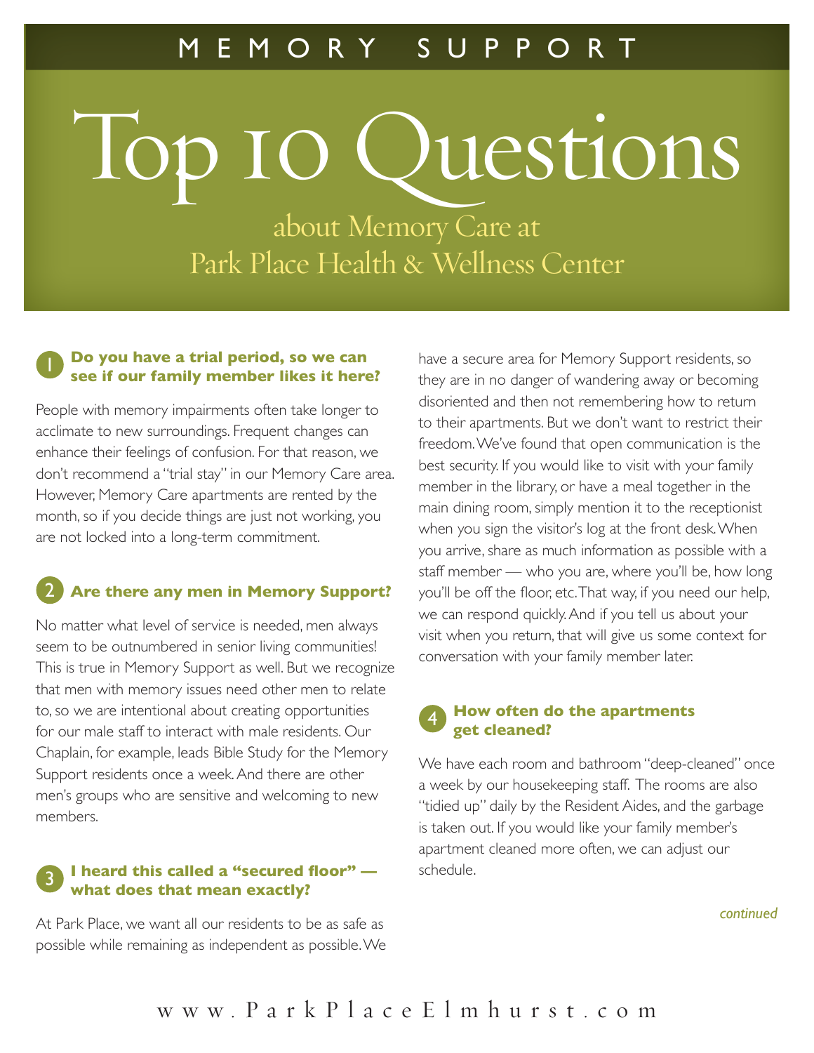MEMORY SUPPORT

# Top 10 Questions

## about Memory Care at Park Place Health & Wellness Center

### 1 Do you have a trial period, so we can see if our family member likes it here?

People with memory impairments often take longer to acclimate to new surroundings. Frequent changes can enhance their feelings of confusion. For that reason, we don't recommend a "trial stay" in our Memory Care area. However, Memory Care apartments are rented by the month, so if you decide things are just not working, you are not locked into a long-term commitment.

### 2 Are there any men in Memory Support?

No matter what level of service is needed, men always seem to be outnumbered in senior living communities! This is true in Memory Support as well. But we recognize that men with memory issues need other men to relate to, so we are intentional about creating opportunities for our male staff to interact with male residents. Our Chaplain, for example, leads Bible Study for the Memory Support residents once a week. And there are other men's groups who are sensitive and welcoming to new members.

### 3 I heard this called a "secured floor" — what does that mean exactly?

At Park Place, we want all our residents to be as safe as possible while remaining as independent as possible. We have a secure area for Memory Support residents, so they are in no danger of wandering away or becoming disoriented and then not remembering how to return to their apartments. But we don't want to restrict their freedom. We've found that open communication is the best security. If you would like to visit with your family member in the library, or have a meal together in the main dining room, simply mention it to the receptionist when you sign the visitor's log at the front desk. When you arrive, share as much information as possible with a staff member — who you are, where you'll be, how long you'll be off the floor, etc. That way, if you need our help, we can respond quickly. And if you tell us about your visit when you return, that will give us some context for conversation with your family member later.

### 4 How often do the apartments get cleaned?

We have each room and bathroom "deep-cleaned" once a week by our housekeeping staff. The rooms are also "tidied up" daily by the Resident Aides, and the garbage is taken out. If you would like your family member's apartment cleaned more often, we can adjust our schedule.

*continued*

www.ParkPlaceElmhurst.com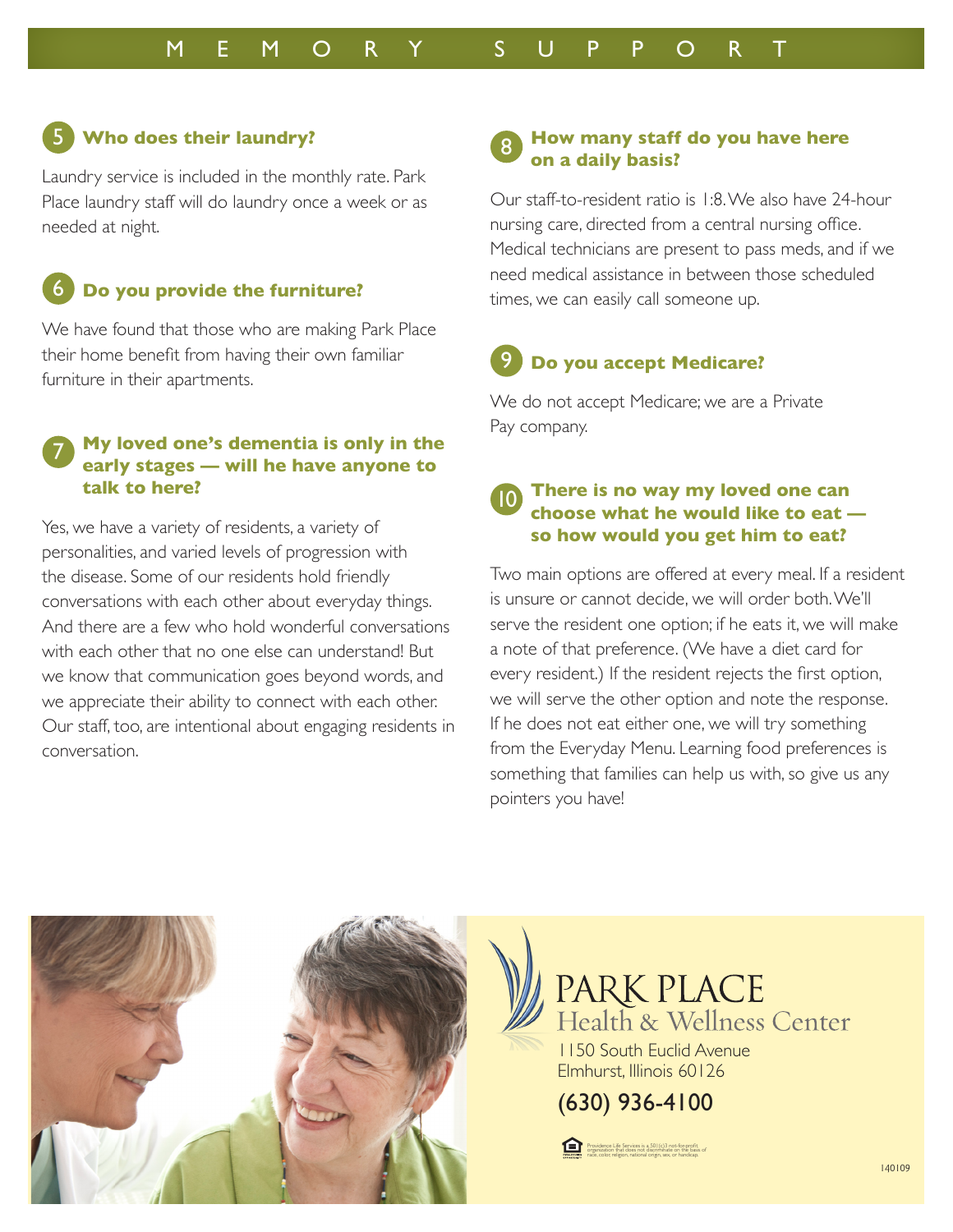# MEMORY SUPPORT

## 5 Who does their laundry?

Laundry service is included in the monthly rate. Park Place laundry staff will do laundry once a week or as needed at night.

## 6 Do you provide the furniture?

We have found that those who are making Park Place their home benefit from having their own familiar furniture in their apartments.

## 7 My loved one's dementia is only in the early stages — will he have anyone to talk to here?

Yes, we have a variety of residents, a variety of personalities, and varied levels of progression with the disease. Some of our residents hold friendly conversations with each other about everyday things. And there are a few who hold wonderful conversations with each other that no one else can understand! But we know that communication goes beyond words, and we appreciate their ability to connect with each other. Our staff, too, are intentional about engaging residents in conversation.

## 8 How many staff do you have here on a daily basis?

Our staff-to-resident ratio is 1:8. We also have 24-hour nursing care, directed from a central nursing office. Medical technicians are present to pass meds, and if we need medical assistance in between those scheduled times, we can easily call someone up.

## 9 Do you accept Medicare?

We do not accept Medicare; we are a Private Pay company.

## 10 There is no way my loved one can choose what he would like to eat — so how would you get him to eat?

Two main options are offered at every meal. If a resident is unsure or cannot decide, we will order both. We'll serve the resident one option; if he eats it, we will make a note of that preference. (We have a diet card for every resident.) If the resident rejects the first option, we will serve the other option and note the response. If he does not eat either one, we will try something from the Everyday Menu. Learning food preferences is something that families can help us with, so give us any pointers you have!

PARK PLACE
Health & Wellness Center

1150 South Euclid Avenue
Elmhurst, Illinois 60126

(630) 936-4100

Providence Life Services is a 501(c)3 not-for-profit organization that does not discriminate on the basis of race, color, religion, national origin, sex, or handicap.

140109